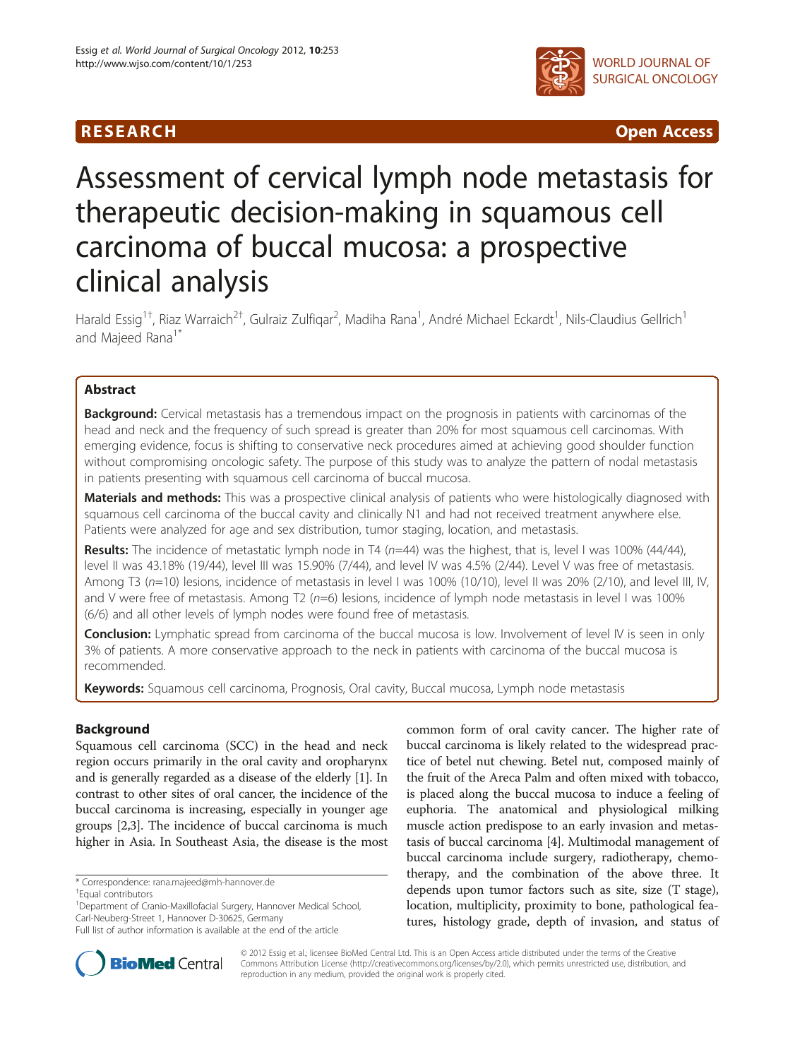RESEARCH **Open Access**

# Assessment of cervical lymph node metastasis for therapeutic decision-making in squamous cell carcinoma of buccal mucosa: a prospective clinical analysis

Harald Essig[1†], Riaz Warraich[2†], Gulraiz Zulfiqar[2], Madiha Rana[1], André Michael Eckardt[1], Nils-Claudius Gellrich[1] and Majeed Rana[1*]

## Abstract

**Background:** Cervical metastasis has a tremendous impact on the prognosis in patients with carcinomas of the head and neck and the frequency of such spread is greater than 20% for most squamous cell carcinomas. With emerging evidence, focus is shifting to conservative neck procedures aimed at achieving good shoulder function without compromising oncologic safety. The purpose of this study was to analyze the pattern of nodal metastasis in patients presenting with squamous cell carcinoma of buccal mucosa.

**Materials and methods:** This was a prospective clinical analysis of patients who were histologically diagnosed with squamous cell carcinoma of the buccal cavity and clinically N1 and had not received treatment anywhere else. Patients were analyzed for age and sex distribution, tumor staging, location, and metastasis.

**Results:** The incidence of metastatic lymph node in T4 (*n*=44) was the highest, that is, level I was 100% (44/44), level II was 43.18% (19/44), level III was 15.90% (7/44), and level IV was 4.5% (2/44). Level V was free of metastasis. Among T3 (*n*=10) lesions, incidence of metastasis in level I was 100% (10/10), level II was 20% (2/10), and level III, IV, and V were free of metastasis. Among T2 (*n*=6) lesions, incidence of lymph node metastasis in level I was 100% (6/6) and all other levels of lymph nodes were found free of metastasis.

**Conclusion:** Lymphatic spread from carcinoma of the buccal mucosa is low. Involvement of level IV is seen in only 3% of patients. A more conservative approach to the neck in patients with carcinoma of the buccal mucosa is recommended.

**Keywords:** Squamous cell carcinoma, Prognosis, Oral cavity, Buccal mucosa, Lymph node metastasis

## Background

Squamous cell carcinoma (SCC) in the head and neck region occurs primarily in the oral cavity and oropharynx and is generally regarded as a disease of the elderly [1]. In contrast to other sites of oral cancer, the incidence of the buccal carcinoma is increasing, especially in younger age groups [2,3]. The incidence of buccal carcinoma is much higher in Asia. In Southeast Asia, the disease is the most common form of oral cavity cancer. The higher rate of buccal carcinoma is likely related to the widespread practice of betel nut chewing. Betel nut, composed mainly of the fruit of the Areca Palm and often mixed with tobacco, is placed along the buccal mucosa to induce a feeling of euphoria. The anatomical and physiological milking muscle action predispose to an early invasion and metastasis of buccal carcinoma [4]. Multimodal management of buccal carcinoma include surgery, radiotherapy, chemotherapy, and the combination of the above three. It depends upon tumor factors such as site, size (T stage), location, multiplicity, proximity to bone, pathological features, histology grade, depth of invasion, and status of

\* Correspondence: rana.majeed@mh-hannover.de
†Equal contributors
[1]Department of Cranio-Maxillofacial Surgery, Hannover Medical School, Carl-Neuberg-Street 1, Hannover D-30625, Germany
Full list of author information is available at the end of the article

© 2012 Essig et al.; licensee BioMed Central Ltd. This is an Open Access article distributed under the terms of the Creative Commons Attribution License (http://creativecommons.org/licenses/by/2.0), which permits unrestricted use, distribution, and reproduction in any medium, provided the original work is properly cited.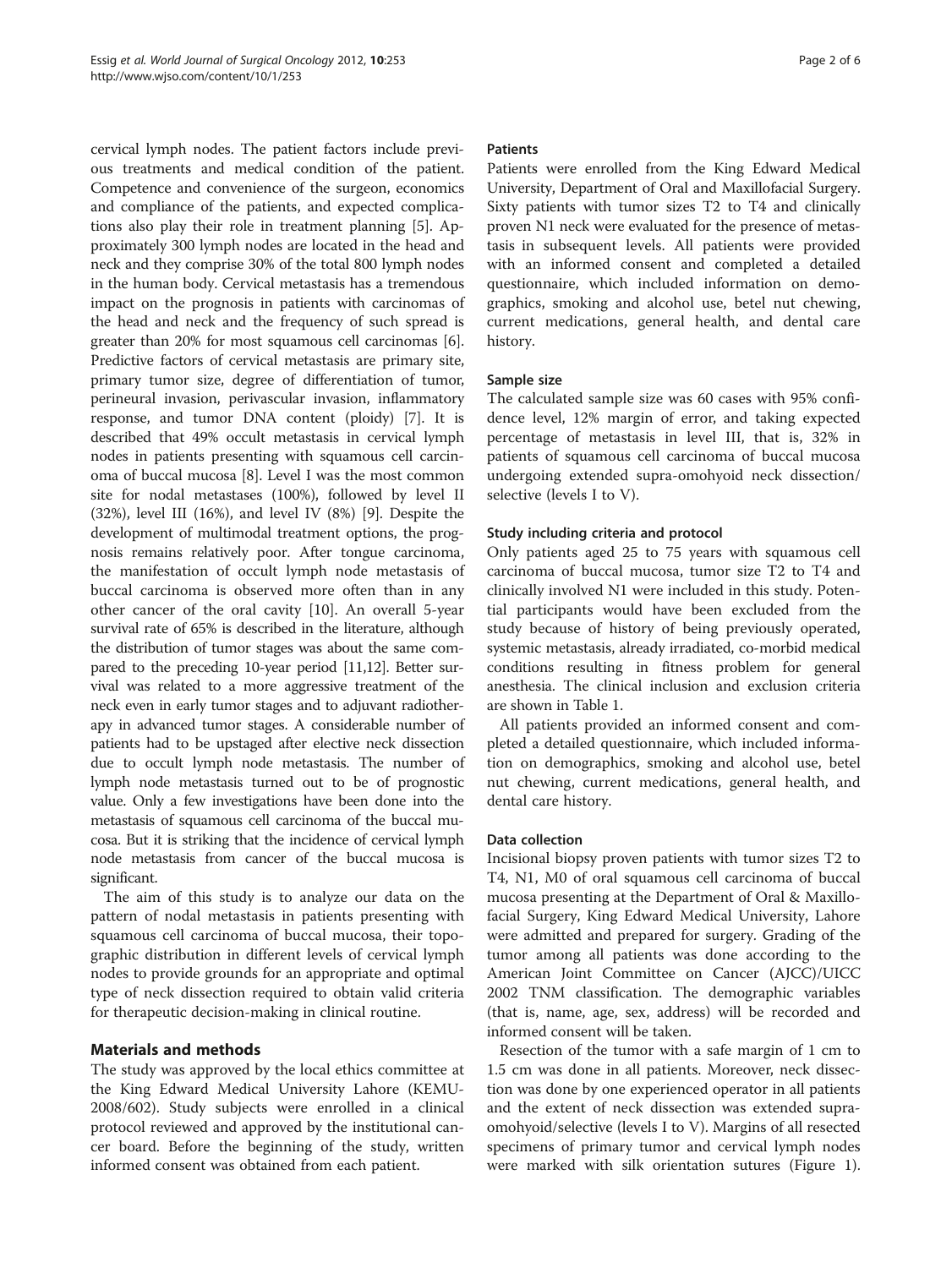cervical lymph nodes. The patient factors include previous treatments and medical condition of the patient. Competence and convenience of the surgeon, economics and compliance of the patients, and expected complications also play their role in treatment planning [5]. Approximately 300 lymph nodes are located in the head and neck and they comprise 30% of the total 800 lymph nodes in the human body. Cervical metastasis has a tremendous impact on the prognosis in patients with carcinomas of the head and neck and the frequency of such spread is greater than 20% for most squamous cell carcinomas [6]. Predictive factors of cervical metastasis are primary site, primary tumor size, degree of differentiation of tumor, perineural invasion, perivascular invasion, inflammatory response, and tumor DNA content (ploidy) [7]. It is described that 49% occult metastasis in cervical lymph nodes in patients presenting with squamous cell carcinoma of buccal mucosa [8]. Level I was the most common site for nodal metastases (100%), followed by level II (32%), level III (16%), and level IV (8%) [9]. Despite the development of multimodal treatment options, the prognosis remains relatively poor. After tongue carcinoma, the manifestation of occult lymph node metastasis of buccal carcinoma is observed more often than in any other cancer of the oral cavity [10]. An overall 5-year survival rate of 65% is described in the literature, although the distribution of tumor stages was about the same compared to the preceding 10-year period [11,12]. Better survival was related to a more aggressive treatment of the neck even in early tumor stages and to adjuvant radiotherapy in advanced tumor stages. A considerable number of patients had to be upstaged after elective neck dissection due to occult lymph node metastasis. The number of lymph node metastasis turned out to be of prognostic value. Only a few investigations have been done into the metastasis of squamous cell carcinoma of the buccal mucosa. But it is striking that the incidence of cervical lymph node metastasis from cancer of the buccal mucosa is significant.

The aim of this study is to analyze our data on the pattern of nodal metastasis in patients presenting with squamous cell carcinoma of buccal mucosa, their topographic distribution in different levels of cervical lymph nodes to provide grounds for an appropriate and optimal type of neck dissection required to obtain valid criteria for therapeutic decision-making in clinical routine.

## Materials and methods

The study was approved by the local ethics committee at the King Edward Medical University Lahore (KEMU-2008/602). Study subjects were enrolled in a clinical protocol reviewed and approved by the institutional cancer board. Before the beginning of the study, written informed consent was obtained from each patient.

### Patients

Patients were enrolled from the King Edward Medical University, Department of Oral and Maxillofacial Surgery. Sixty patients with tumor sizes T2 to T4 and clinically proven N1 neck were evaluated for the presence of metastasis in subsequent levels. All patients were provided with an informed consent and completed a detailed questionnaire, which included information on demographics, smoking and alcohol use, betel nut chewing, current medications, general health, and dental care history.

### Sample size

The calculated sample size was 60 cases with 95% confidence level, 12% margin of error, and taking expected percentage of metastasis in level III, that is, 32% in patients of squamous cell carcinoma of buccal mucosa undergoing extended supra-omohyoid neck dissection/selective (levels I to V).

### Study including criteria and protocol

Only patients aged 25 to 75 years with squamous cell carcinoma of buccal mucosa, tumor size T2 to T4 and clinically involved N1 were included in this study. Potential participants would have been excluded from the study because of history of being previously operated, systemic metastasis, already irradiated, co-morbid medical conditions resulting in fitness problem for general anesthesia. The clinical inclusion and exclusion criteria are shown in Table 1.

All patients provided an informed consent and completed a detailed questionnaire, which included information on demographics, smoking and alcohol use, betel nut chewing, current medications, general health, and dental care history.

### Data collection

Incisional biopsy proven patients with tumor sizes T2 to T4, N1, M0 of oral squamous cell carcinoma of buccal mucosa presenting at the Department of Oral & Maxillofacial Surgery, King Edward Medical University, Lahore were admitted and prepared for surgery. Grading of the tumor among all patients was done according to the American Joint Committee on Cancer (AJCC)/UICC 2002 TNM classification. The demographic variables (that is, name, age, sex, address) will be recorded and informed consent will be taken.

Resection of the tumor with a safe margin of 1 cm to 1.5 cm was done in all patients. Moreover, neck dissection was done by one experienced operator in all patients and the extent of neck dissection was extended supra-omohyoid/selective (levels I to V). Margins of all resected specimens of primary tumor and cervical lymph nodes were marked with silk orientation sutures (Figure 1).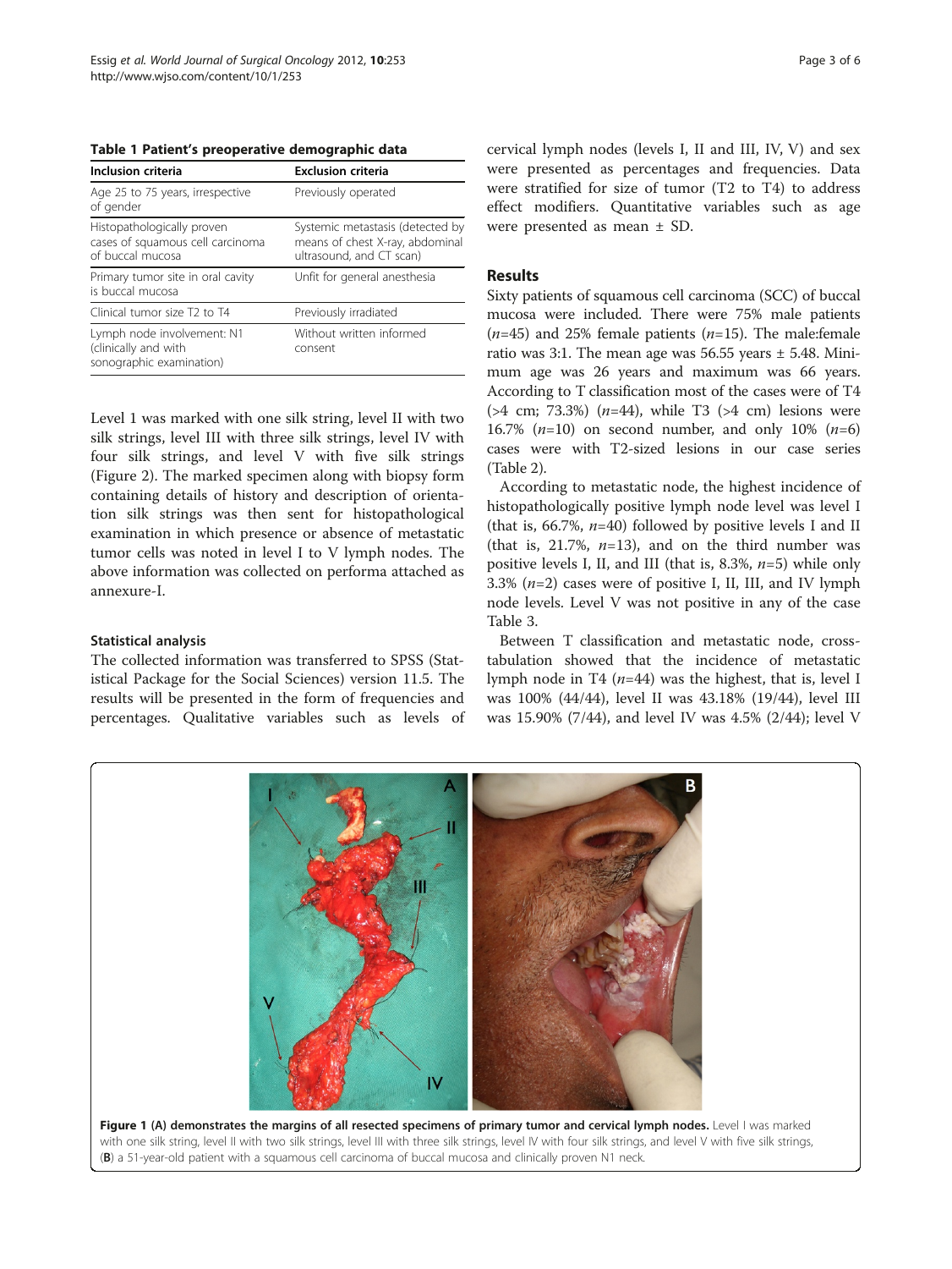**Table 1 Patient's preoperative demographic data**

| Inclusion criteria | Exclusion criteria |
|---|---|
| Age 25 to 75 years, irrespective of gender | Previously operated |
| Histopathologically proven cases of squamous cell carcinoma of buccal mucosa | Systemic metastasis (detected by means of chest X-ray, abdominal ultrasound, and CT scan) |
| Primary tumor site in oral cavity is buccal mucosa | Unfit for general anesthesia |
| Clinical tumor size T2 to T4 | Previously irradiated |
| Lymph node involvement: N1 (clinically and with sonographic examination) | Without written informed consent |

Level 1 was marked with one silk string, level II with two silk strings, level III with three silk strings, level IV with four silk strings, and level V with five silk strings (Figure 2). The marked specimen along with biopsy form containing details of history and description of orientation silk strings was then sent for histopathological examination in which presence or absence of metastatic tumor cells was noted in level I to V lymph nodes. The above information was collected on performa attached as annexure-I.

### Statistical analysis

The collected information was transferred to SPSS (Statistical Package for the Social Sciences) version 11.5. The results will be presented in the form of frequencies and percentages. Qualitative variables such as levels of cervical lymph nodes (levels I, II and III, IV, V) and sex were presented as percentages and frequencies. Data were stratified for size of tumor (T2 to T4) to address effect modifiers. Quantitative variables such as age were presented as mean ± SD.

## Results

Sixty patients of squamous cell carcinoma (SCC) of buccal mucosa were included. There were 75% male patients (*n*=45) and 25% female patients (*n*=15). The male:female ratio was 3:1. The mean age was 56.55 years ± 5.48. Minimum age was 26 years and maximum was 66 years. According to T classification most of the cases were of T4 (>4 cm; 73.3%) (*n*=44), while T3 (>4 cm) lesions were 16.7% (*n*=10) on second number, and only 10% (*n*=6) cases were with T2-sized lesions in our case series (Table 2).

According to metastatic node, the highest incidence of histopathologically positive lymph node level was level I (that is, 66.7%, *n*=40) followed by positive levels I and II (that is, 21.7%, *n*=13), and on the third number was positive levels I, II, and III (that is, 8.3%, *n*=5) while only 3.3% (*n*=2) cases were of positive I, II, III, and IV lymph node levels. Level V was not positive in any of the case Table 3.

Between T classification and metastatic node, cross-tabulation showed that the incidence of metastatic lymph node in T4 (*n*=44) was the highest, that is, level I was 100% (44/44), level II was 43.18% (19/44), level III was 15.90% (7/44), and level IV was 4.5% (2/44); level V

**Figure 1 (A) demonstrates the margins of all resected specimens of primary tumor and cervical lymph nodes.** Level I was marked with one silk string, level II with two silk strings, level III with three silk strings, level IV with four silk strings, and level V with five silk strings, (**B**) a 51-year-old patient with a squamous cell carcinoma of buccal mucosa and clinically proven N1 neck.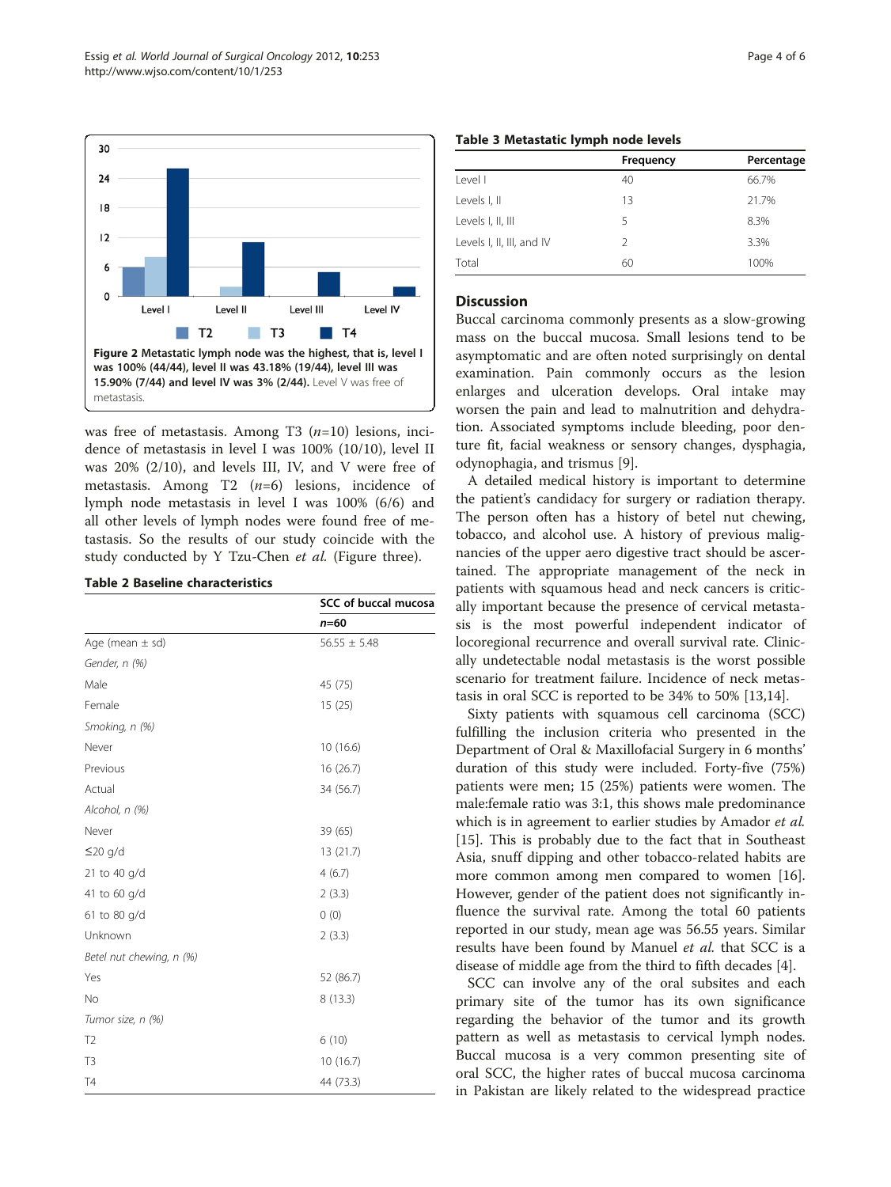Figure 2 Metastatic lymph node was the highest, that is, level I was 100% (44/44), level II was 43.18% (19/44), level III was 15.90% (7/44) and level IV was 3% (2/44). Level V was free of metastasis.

was free of metastasis. Among T3 ($n$=10) lesions, incidence of metastasis in level I was 100% (10/10), level II was 20% (2/10), and levels III, IV, and V were free of metastasis. Among T2 ($n$=6) lesions, incidence of lymph node metastasis in level I was 100% (6/6) and all other levels of lymph nodes were found free of metastasis. So the results of our study coincide with the study conducted by Y Tzu-Chen *et al*. (Figure three).

**Table 2 Baseline characteristics**

| | SCC of buccal mucosa |
|---|---|
| | $n$=60 |
| Age (mean ± sd) | 56.55 ± 5.48 |
| *Gender, n (%)* | |
| Male | 45 (75) |
| Female | 15 (25) |
| *Smoking, n (%)* | |
| Never | 10 (16.6) |
| Previous | 16 (26.7) |
| Actual | 34 (56.7) |
| *Alcohol, n (%)* | |
| Never | 39 (65) |
| ≤20 g/d | 13 (21.7) |
| 21 to 40 g/d | 4 (6.7) |
| 41 to 60 g/d | 2 (3.3) |
| 61 to 80 g/d | 0 (0) |
| Unknown | 2 (3.3) |
| *Betel nut chewing, n (%)* | |
| Yes | 52 (86.7) |
| No | 8 (13.3) |
| *Tumor size, n (%)* | |
| T2 | 6 (10) |
| T3 | 10 (16.7) |
| T4 | 44 (73.3) |

**Table 3 Metastatic lymph node levels**

| | Frequency | Percentage |
|---|---|---|
| Level I | 40 | 66.7% |
| Levels I, II | 13 | 21.7% |
| Levels I, II, III | 5 | 8.3% |
| Levels I, II, III, and IV | 2 | 3.3% |
| Total | 60 | 100% |

## Discussion

Buccal carcinoma commonly presents as a slow-growing mass on the buccal mucosa. Small lesions tend to be asymptomatic and are often noted surprisingly on dental examination. Pain commonly occurs as the lesion enlarges and ulceration develops. Oral intake may worsen the pain and lead to malnutrition and dehydration. Associated symptoms include bleeding, poor denture fit, facial weakness or sensory changes, dysphagia, odynophagia, and trismus [9].

A detailed medical history is important to determine the patient's candidacy for surgery or radiation therapy. The person often has a history of betel nut chewing, tobacco, and alcohol use. A history of previous malignancies of the upper aero digestive tract should be ascertained. The appropriate management of the neck in patients with squamous head and neck cancers is critically important because the presence of cervical metastasis is the most powerful independent indicator of locoregional recurrence and overall survival rate. Clinically undetectable nodal metastasis is the worst possible scenario for treatment failure. Incidence of neck metastasis in oral SCC is reported to be 34% to 50% [13,14].

Sixty patients with squamous cell carcinoma (SCC) fulfilling the inclusion criteria who presented in the Department of Oral & Maxillofacial Surgery in 6 months' duration of this study were included. Forty-five (75%) patients were men; 15 (25%) patients were women. The male:female ratio was 3:1, this shows male predominance which is in agreement to earlier studies by Amador *et al.* [15]. This is probably due to the fact that in Southeast Asia, snuff dipping and other tobacco-related habits are more common among men compared to women [16]. However, gender of the patient does not significantly influence the survival rate. Among the total 60 patients reported in our study, mean age was 56.55 years. Similar results have been found by Manuel *et al.* that SCC is a disease of middle age from the third to fifth decades [4].

SCC can involve any of the oral subsites and each primary site of the tumor has its own significance regarding the behavior of the tumor and its growth pattern as well as metastasis to cervical lymph nodes. Buccal mucosa is a very common presenting site of oral SCC, the higher rates of buccal mucosa carcinoma in Pakistan are likely related to the widespread practice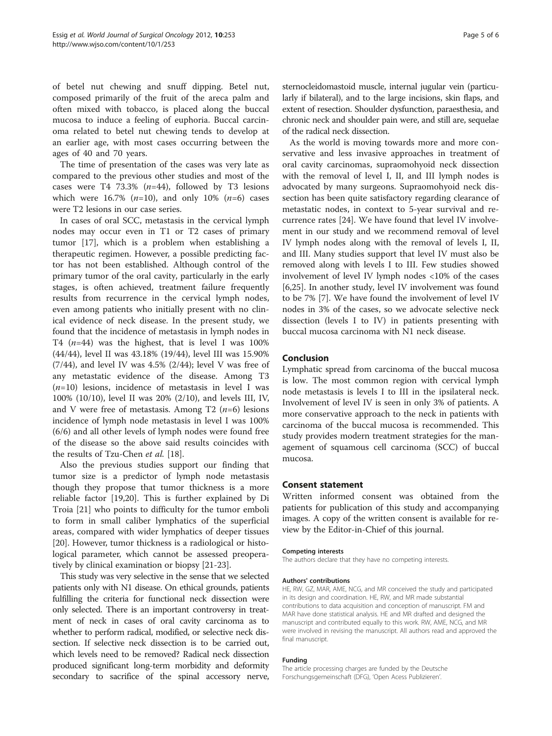of betel nut chewing and snuff dipping. Betel nut, composed primarily of the fruit of the areca palm and often mixed with tobacco, is placed along the buccal mucosa to induce a feeling of euphoria. Buccal carcinoma related to betel nut chewing tends to develop at an earlier age, with most cases occurring between the ages of 40 and 70 years.

The time of presentation of the cases was very late as compared to the previous other studies and most of the cases were T4 73.3% (*n*=44), followed by T3 lesions which were 16.7% (*n*=10), and only 10% (*n*=6) cases were T2 lesions in our case series.

In cases of oral SCC, metastasis in the cervical lymph nodes may occur even in T1 or T2 cases of primary tumor [17], which is a problem when establishing a therapeutic regimen. However, a possible predicting factor has not been established. Although control of the primary tumor of the oral cavity, particularly in the early stages, is often achieved, treatment failure frequently results from recurrence in the cervical lymph nodes, even among patients who initially present with no clinical evidence of neck disease. In the present study, we found that the incidence of metastasis in lymph nodes in T4 (*n*=44) was the highest, that is level I was 100% (44/44), level II was 43.18% (19/44), level III was 15.90% (7/44), and level IV was 4.5% (2/44); level V was free of any metastatic evidence of the disease. Among T3 (*n*=10) lesions, incidence of metastasis in level I was 100% (10/10), level II was 20% (2/10), and levels III, IV, and V were free of metastasis. Among T2 (*n*=6) lesions incidence of lymph node metastasis in level I was 100% (6/6) and all other levels of lymph nodes were found free of the disease so the above said results coincides with the results of Tzu-Chen *et al.* [18].

Also the previous studies support our finding that tumor size is a predictor of lymph node metastasis though they propose that tumor thickness is a more reliable factor [19,20]. This is further explained by Di Troia [21] who points to difficulty for the tumor emboli to form in small caliber lymphatics of the superficial areas, compared with wider lymphatics of deeper tissues [20]. However, tumor thickness is a radiological or histological parameter, which cannot be assessed preoperatively by clinical examination or biopsy [21-23].

This study was very selective in the sense that we selected patients only with N1 disease. On ethical grounds, patients fulfilling the criteria for functional neck dissection were only selected. There is an important controversy in treatment of neck in cases of oral cavity carcinoma as to whether to perform radical, modified, or selective neck dissection. If selective neck dissection is to be carried out, which levels need to be removed? Radical neck dissection produced significant long-term morbidity and deformity secondary to sacrifice of the spinal accessory nerve, sternocleidomastoid muscle, internal jugular vein (particularly if bilateral), and to the large incisions, skin flaps, and extent of resection. Shoulder dysfunction, paraesthesia, and chronic neck and shoulder pain were, and still are, sequelae of the radical neck dissection.

As the world is moving towards more and more conservative and less invasive approaches in treatment of oral cavity carcinomas, supraomohyoid neck dissection with the removal of level I, II, and III lymph nodes is advocated by many surgeons. Supraomohyoid neck dissection has been quite satisfactory regarding clearance of metastatic nodes, in context to 5-year survival and recurrence rates [24]. We have found that level IV involvement in our study and we recommend removal of level IV lymph nodes along with the removal of levels I, II, and III. Many studies support that level IV must also be removed along with levels I to III. Few studies showed involvement of level IV lymph nodes <10% of the cases [6,25]. In another study, level IV involvement was found to be 7% [7]. We have found the involvement of level IV nodes in 3% of the cases, so we advocate selective neck dissection (levels I to IV) in patients presenting with buccal mucosa carcinoma with N1 neck disease.

## Conclusion

Lymphatic spread from carcinoma of the buccal mucosa is low. The most common region with cervical lymph node metastasis is levels I to III in the ipsilateral neck. Involvement of level IV is seen in only 3% of patients. A more conservative approach to the neck in patients with carcinoma of the buccal mucosa is recommended. This study provides modern treatment strategies for the management of squamous cell carcinoma (SCC) of buccal mucosa.

## Consent statement

Written informed consent was obtained from the patients for publication of this study and accompanying images. A copy of the written consent is available for review by the Editor-in-Chief of this journal.

#### Competing interests

The authors declare that they have no competing interests.

#### Authors' contributions

HE, RW, GZ, MAR, AME, NCG, and MR conceived the study and participated in its design and coordination. HE, RW, and MR made substantial contributions to data acquisition and conception of manuscript. FM and MAR have done statistical analysis. HE and MR drafted and designed the manuscript and contributed equally to this work. RW, AME, NCG, and MR were involved in revising the manuscript. All authors read and approved the final manuscript.

#### Funding

The article processing charges are funded by the Deutsche Forschungsgemeinschaft (DFG), 'Open Acess Publizieren'.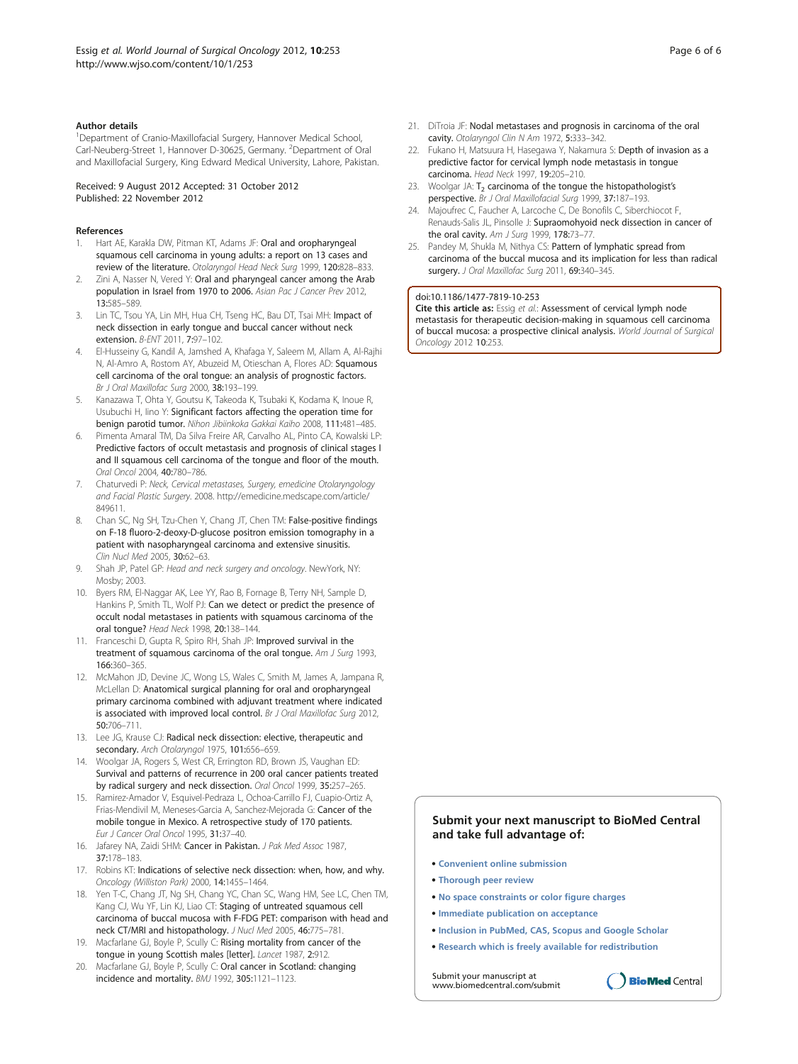### Author details

[1]Department of Cranio-Maxillofacial Surgery, Hannover Medical School, Carl-Neuberg-Street 1, Hannover D-30625, Germany. [2]Department of Oral and Maxillofacial Surgery, King Edward Medical University, Lahore, Pakistan.

Received: 9 August 2012 Accepted: 31 October 2012
Published: 22 November 2012

### References

1. Hart AE, Karakla DW, Pitman KT, Adams JF: **Oral and oropharyngeal squamous cell carcinoma in young adults: a report on 13 cases and review of the literature.** *Otolaryngol Head Neck Surg* 1999, **120:**828–833.
2. Zini A, Nasser N, Vered Y: **Oral and pharyngeal cancer among the Arab population in Israel from 1970 to 2006.** *Asian Pac J Cancer Prev* 2012, **13:**585–589.
3. Lin TC, Tsou YA, Lin MH, Hua CH, Tseng HC, Bau DT, Tsai MH: **Impact of neck dissection in early tongue and buccal cancer without neck extension.** *B-ENT* 2011, **7:**97–102.
4. El-Husseiny G, Kandil A, Jamshed A, Khafaga Y, Saleem M, Allam A, Al-Rajhi N, Al-Amro A, Rostom AY, Abuzeid M, Otieschan A, Flores AD: **Squamous cell carcinoma of the oral tongue: an analysis of prognostic factors.** *Br J Oral Maxillofac Surg* 2000, **38:**193–199.
5. Kanazawa T, Ohta Y, Goutsu K, Takeoda K, Tsubaki K, Kodama K, Inoue R, Usubuchi H, Iino Y: **Significant factors affecting the operation time for benign parotid tumor.** *Nihon Jibiinkoka Gakkai Kaiho* 2008, **111:**481–485.
6. Pimenta Amaral TM, Da Silva Freire AR, Carvalho AL, Pinto CA, Kowalski LP: **Predictive factors of occult metastasis and prognosis of clinical stages I and II squamous cell carcinoma of the tongue and floor of the mouth.** *Oral Oncol* 2004, **40:**780–786.
7. Chaturvedi P: *Neck, Cervical metastases, Surgery, emedicine Otolaryngology and Facial Plastic Surgery*. 2008. http://emedicine.medscape.com/article/849611.
8. Chan SC, Ng SH, Tzu-Chen Y, Chang JT, Chen TM: **False-positive findings on F-18 fluoro-2-deoxy-D-glucose positron emission tomography in a patient with nasopharyngeal carcinoma and extensive sinusitis.** *Clin Nucl Med* 2005, **30:**62–63.
9. Shah JP, Patel GP: *Head and neck surgery and oncology*. NewYork, NY: Mosby; 2003.
10. Byers RM, El-Naggar AK, Lee YY, Rao B, Fornage B, Terry NH, Sample D, Hankins P, Smith TL, Wolf PJ: **Can we detect or predict the presence of occult nodal metastases in patients with squamous carcinoma of the oral tongue?** *Head Neck* 1998, **20:**138–144.
11. Franceschi D, Gupta R, Spiro RH, Shah JP: **Improved survival in the treatment of squamous carcinoma of the oral tongue.** *Am J Surg* 1993, **166:**360–365.
12. McMahon JD, Devine JC, Wong LS, Wales C, Smith M, James A, Jampana R, McLellan D: **Anatomical surgical planning for oral and oropharyngeal primary carcinoma combined with adjuvant treatment where indicated is associated with improved local control.** *Br J Oral Maxillofac Surg* 2012, **50:**706–711.
13. Lee JG, Krause CJ: **Radical neck dissection: elective, therapeutic and secondary.** *Arch Otolaryngol* 1975, **101:**656–659.
14. Woolgar JA, Rogers S, West CR, Errington RD, Brown JS, Vaughan ED: **Survival and patterns of recurrence in 200 oral cancer patients treated by radical surgery and neck dissection.** *Oral Oncol* 1999, **35:**257–265.
15. Ramirez-Amador V, Esquivel-Pedraza L, Ochoa-Carrillo FJ, Cuapio-Ortiz A, Frias-Mendivil M, Meneses-Garcia A, Sanchez-Mejorada G: **Cancer of the mobile tongue in Mexico. A retrospective study of 170 patients.** *Eur J Cancer Oral Oncol* 1995, **31:**37–40.
16. Jafarey NA, Zaidi SHM: **Cancer in Pakistan.** *J Pak Med Assoc* 1987, **37:**178–183.
17. Robins KT: **Indications of selective neck dissection: when, how, and why.** *Oncology (Williston Park)* 2000, **14:**1455–1464.
18. Yen T-C, Chang JT, Ng SH, Chang YC, Chan SC, Wang HM, See LC, Chen TM, Kang CJ, Wu YF, Lin KJ, Liao CT: **Staging of untreated squamous cell carcinoma of buccal mucosa with F-FDG PET: comparison with head and neck CT/MRI and histopathology.** *J Nucl Med* 2005, **46:**775–781.
19. Macfarlane GJ, Boyle P, Scully C: **Rising mortality from cancer of the tongue in young Scottish males [letter].** *Lancet* 1987, **2:**912.
20. Macfarlane GJ, Boyle P, Scully C: **Oral cancer in Scotland: changing incidence and mortality.** *BMJ* 1992, **305:**1121–1123.
21. DiTroia JF: **Nodal metastases and prognosis in carcinoma of the oral cavity.** *Otolaryngol Clin N Am* 1972, **5:**333–342.
22. Fukano H, Matsuura H, Hasegawa Y, Nakamura S: **Depth of invasion as a predictive factor for cervical lymph node metastasis in tongue carcinoma.** *Head Neck* 1997, **19:**205–210.
23. Woolgar JA: **$T_2$ carcinoma of the tongue the histopathologist's perspective.** *Br J Oral Maxillofacial Surg* 1999, **37:**187–193.
24. Majoufrec C, Faucher A, Larcoche C, De Bonofils C, Siberchiocot F, Renauds-Salis JL, Pinsolle J: **Supraomohyoid neck dissection in cancer of the oral cavity.** *Am J Surg* 1999, **178:**73–77.
25. Pandey M, Shukla M, Nithya CS: **Pattern of lymphatic spread from carcinoma of the buccal mucosa and its implication for less than radical surgery.** *J Oral Maxillofac Surg* 2011, **69:**340–345.

doi:10.1186/1477-7819-10-253
**Cite this article as:** Essig *et al.*: Assessment of cervical lymph node metastasis for therapeutic decision-making in squamous cell carcinoma of buccal mucosa: a prospective clinical analysis. *World Journal of Surgical Oncology* 2012 **10**:253.

**Submit your next manuscript to BioMed Central and take full advantage of:**

- **Convenient online submission**
- **Thorough peer review**
- **No space constraints or color figure charges**
- **Immediate publication on acceptance**
- **Inclusion in PubMed, CAS, Scopus and Google Scholar**
- **Research which is freely available for redistribution**

Submit your manuscript at
www.biomedcentral.com/submit

BioMed Central